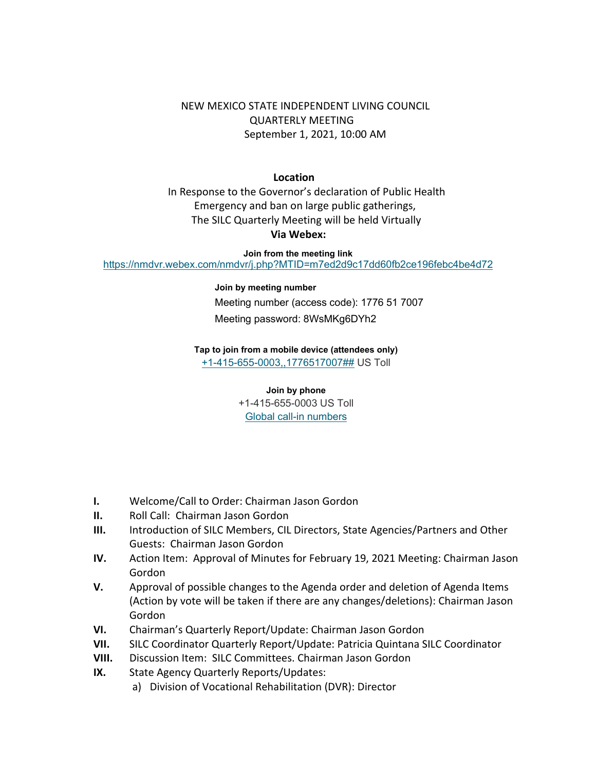NEW MEXICO STATE INDEPENDENT LIVING COUNCIL
QUARTERLY MEETING
September 1, 2021, 10:00 AM

**Location**

In Response to the Governor's declaration of Public Health Emergency and ban on large public gatherings,
The SILC Quarterly Meeting will be held Virtually

**Via Webex:**

**Join from the meeting link**

https://nmdvr.webex.com/nmdvr/j.php?MTID=m7ed2d9c17dd60fb2ce196febc4be4d72

**Join by meeting number**

Meeting number (access code): 1776 51 7007

Meeting password: 8WsMKg6DYh2

**Tap to join from a mobile device (attendees only)**

+1-415-655-0003,,1776517007## US Toll

**Join by phone**

+1-415-655-0003 US Toll

Global call-in numbers

- **I.** Welcome/Call to Order: Chairman Jason Gordon
- **II.** Roll Call: Chairman Jason Gordon
- **III.** Introduction of SILC Members, CIL Directors, State Agencies/Partners and Other Guests: Chairman Jason Gordon
- **IV.** Action Item: Approval of Minutes for February 19, 2021 Meeting: Chairman Jason Gordon
- **V.** Approval of possible changes to the Agenda order and deletion of Agenda Items (Action by vote will be taken if there are any changes/deletions): Chairman Jason Gordon
- **VI.** Chairman's Quarterly Report/Update: Chairman Jason Gordon
- **VII.** SILC Coordinator Quarterly Report/Update: Patricia Quintana SILC Coordinator
- **VIII.** Discussion Item: SILC Committees. Chairman Jason Gordon
- **IX.** State Agency Quarterly Reports/Updates:
  - a) Division of Vocational Rehabilitation (DVR): Director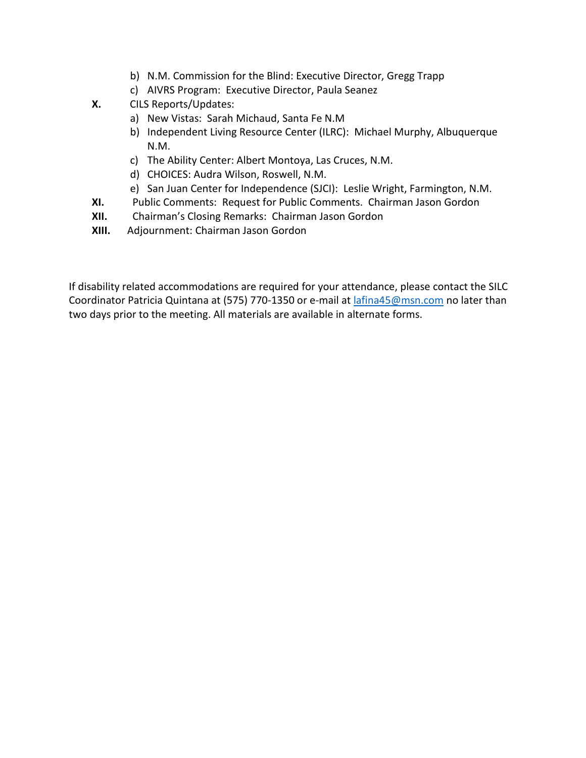- b) N.M. Commission for the Blind: Executive Director, Gregg Trapp
   - c) AIVRS Program: Executive Director, Paula Seanez

**X.** CILS Reports/Updates:

   - a) New Vistas: Sarah Michaud, Santa Fe N.M
   - b) Independent Living Resource Center (ILRC): Michael Murphy, Albuquerque N.M.
   - c) The Ability Center: Albert Montoya, Las Cruces, N.M.
   - d) CHOICES: Audra Wilson, Roswell, N.M.
   - e) San Juan Center for Independence (SJCI): Leslie Wright, Farmington, N.M.

**XI.** Public Comments: Request for Public Comments. Chairman Jason Gordon

**XII.** Chairman's Closing Remarks: Chairman Jason Gordon

**XIII.** Adjournment: Chairman Jason Gordon

If disability related accommodations are required for your attendance, please contact the SILC Coordinator Patricia Quintana at (575) 770-1350 or e-mail at lafina45@msn.com no later than two days prior to the meeting. All materials are available in alternate forms.